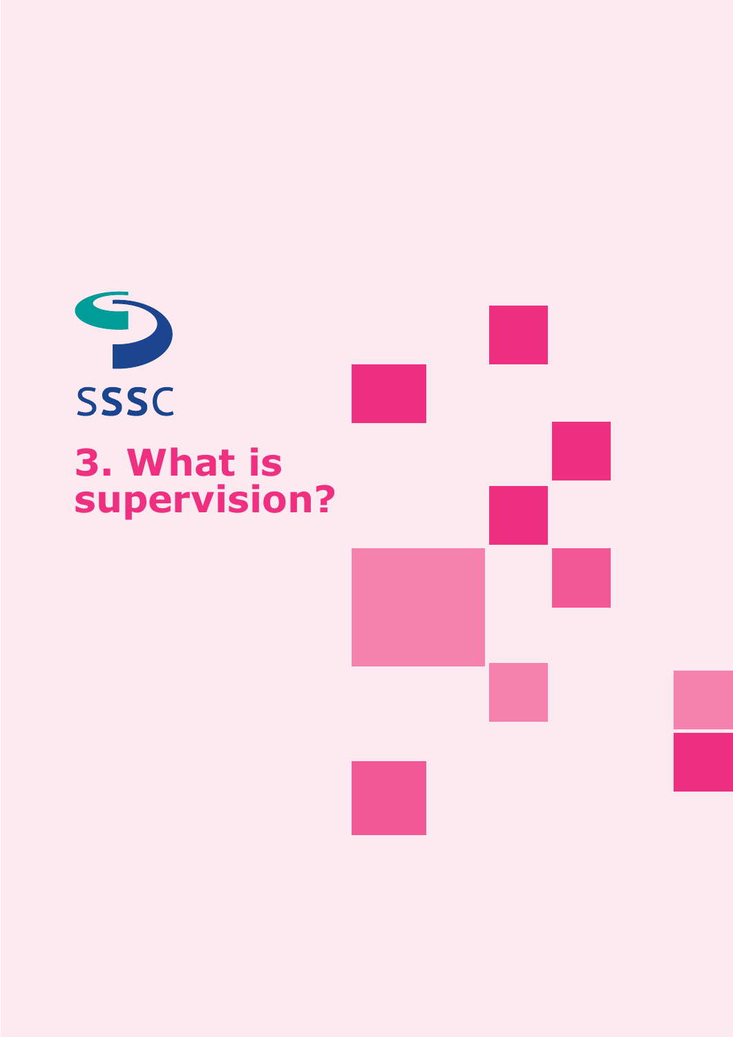SSSC

# 3. What is supervision?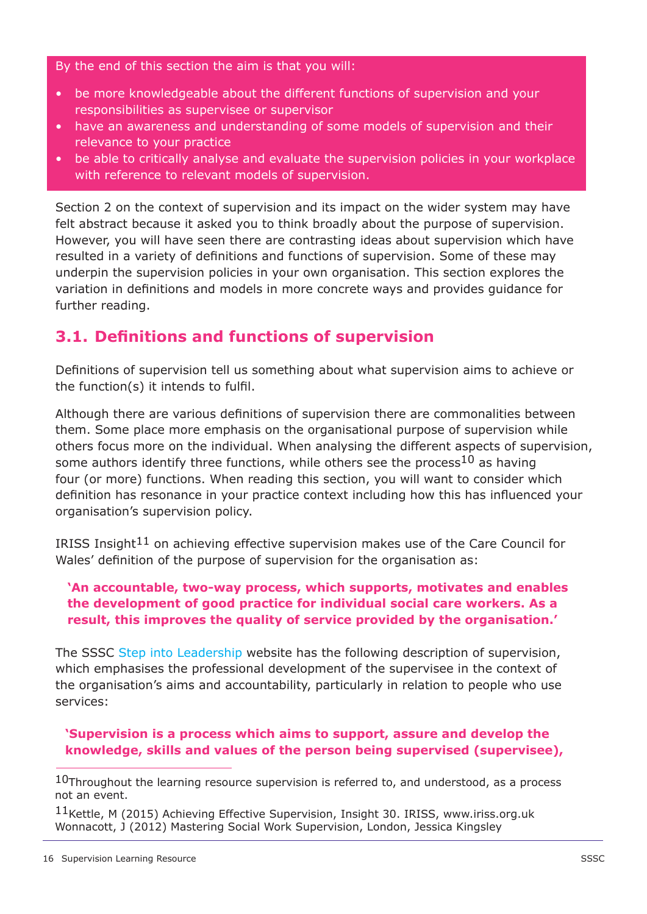By the end of this section the aim is that you will:

- be more knowledgeable about the different functions of supervision and your responsibilities as supervisee or supervisor
- have an awareness and understanding of some models of supervision and their relevance to your practice
- be able to critically analyse and evaluate the supervision policies in your workplace with reference to relevant models of supervision.

Section 2 on the context of supervision and its impact on the wider system may have felt abstract because it asked you to think broadly about the purpose of supervision. However, you will have seen there are contrasting ideas about supervision which have resulted in a variety of definitions and functions of supervision. Some of these may underpin the supervision policies in your own organisation. This section explores the variation in definitions and models in more concrete ways and provides guidance for further reading.

## 3.1. Definitions and functions of supervision

Definitions of supervision tell us something about what supervision aims to achieve or the function(s) it intends to fulfil.

Although there are various definitions of supervision there are commonalities between them. Some place more emphasis on the organisational purpose of supervision while others focus more on the individual. When analysing the different aspects of supervision, some authors identify three functions, while others see the process[10] as having four (or more) functions. When reading this section, you will want to consider which definition has resonance in your practice context including how this has influenced your organisation's supervision policy.

IRISS Insight[11] on achieving effective supervision makes use of the Care Council for Wales' definition of the purpose of supervision for the organisation as:

> **'An accountable, two-way process, which supports, motivates and enables the development of good practice for individual social care workers. As a result, this improves the quality of service provided by the organisation.'**

The SSSC Step into Leadership website has the following description of supervision, which emphasises the professional development of the supervisee in the context of the organisation's aims and accountability, particularly in relation to people who use services:

> **'Supervision is a process which aims to support, assure and develop the knowledge, skills and values of the person being supervised (supervisee),**

---

[10] Throughout the learning resource supervision is referred to, and understood, as a process not an event.

[11] Kettle, M (2015) Achieving Effective Supervision, Insight 30. IRISS, www.iriss.org.uk
Wonnacott, J (2012) Mastering Social Work Supervision, London, Jessica Kingsley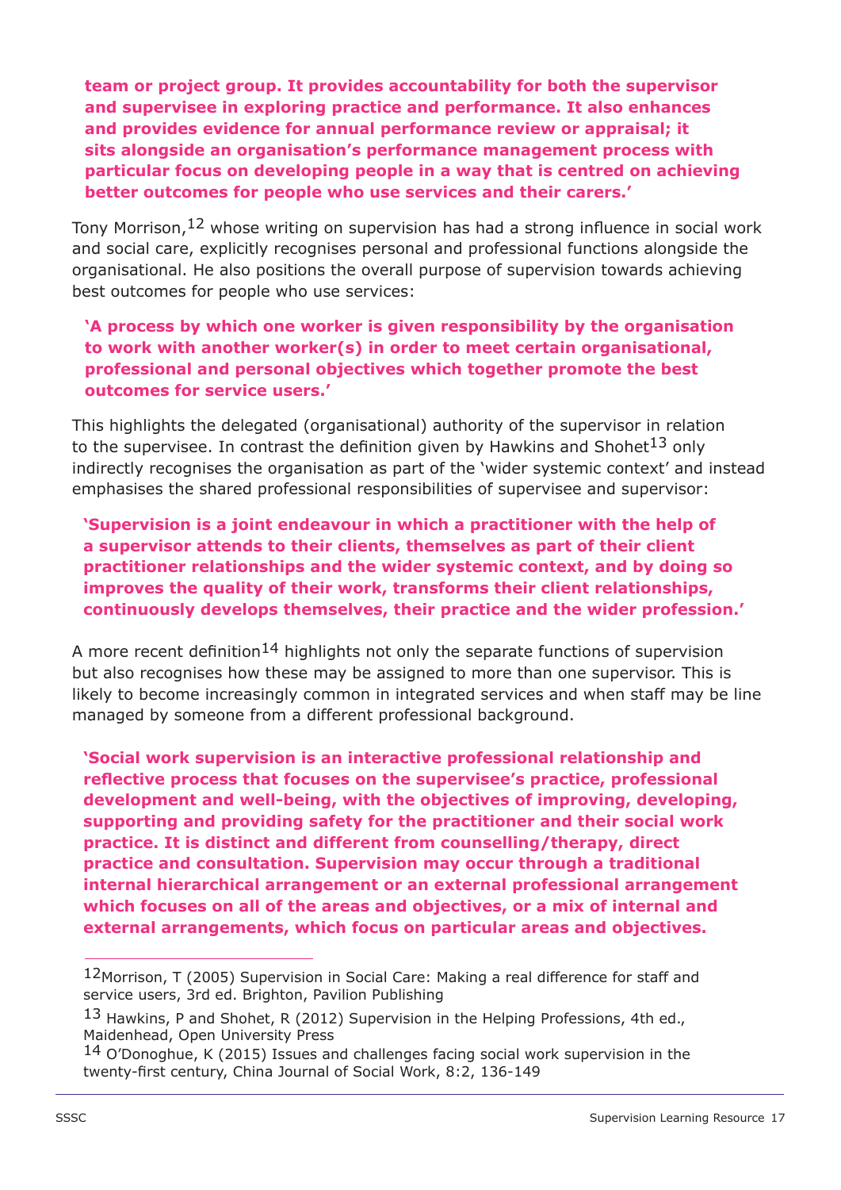**team or project group. It provides accountability for both the supervisor and supervisee in exploring practice and performance. It also enhances and provides evidence for annual performance review or appraisal; it sits alongside an organisation's performance management process with particular focus on developing people in a way that is centred on achieving better outcomes for people who use services and their carers.'**

Tony Morrison,[12] whose writing on supervision has had a strong influence in social work and social care, explicitly recognises personal and professional functions alongside the organisational. He also positions the overall purpose of supervision towards achieving best outcomes for people who use services:

> **'A process by which one worker is given responsibility by the organisation to work with another worker(s) in order to meet certain organisational, professional and personal objectives which together promote the best outcomes for service users.'**

This highlights the delegated (organisational) authority of the supervisor in relation to the supervisee. In contrast the definition given by Hawkins and Shohet[13] only indirectly recognises the organisation as part of the 'wider systemic context' and instead emphasises the shared professional responsibilities of supervisee and supervisor:

> **'Supervision is a joint endeavour in which a practitioner with the help of a supervisor attends to their clients, themselves as part of their client practitioner relationships and the wider systemic context, and by doing so improves the quality of their work, transforms their client relationships, continuously develops themselves, their practice and the wider profession.'**

A more recent definition[14] highlights not only the separate functions of supervision but also recognises how these may be assigned to more than one supervisor. This is likely to become increasingly common in integrated services and when staff may be line managed by someone from a different professional background.

> **'Social work supervision is an interactive professional relationship and reflective process that focuses on the supervisee's practice, professional development and well-being, with the objectives of improving, developing, supporting and providing safety for the practitioner and their social work practice. It is distinct and different from counselling/therapy, direct practice and consultation. Supervision may occur through a traditional internal hierarchical arrangement or an external professional arrangement which focuses on all of the areas and objectives, or a mix of internal and external arrangements, which focus on particular areas and objectives.**

---

[12] Morrison, T (2005) Supervision in Social Care: Making a real difference for staff and service users, 3rd ed. Brighton, Pavilion Publishing

[13] Hawkins, P and Shohet, R (2012) Supervision in the Helping Professions, 4th ed., Maidenhead, Open University Press

[14] O'Donoghue, K (2015) Issues and challenges facing social work supervision in the twenty-first century, China Journal of Social Work, 8:2, 136-149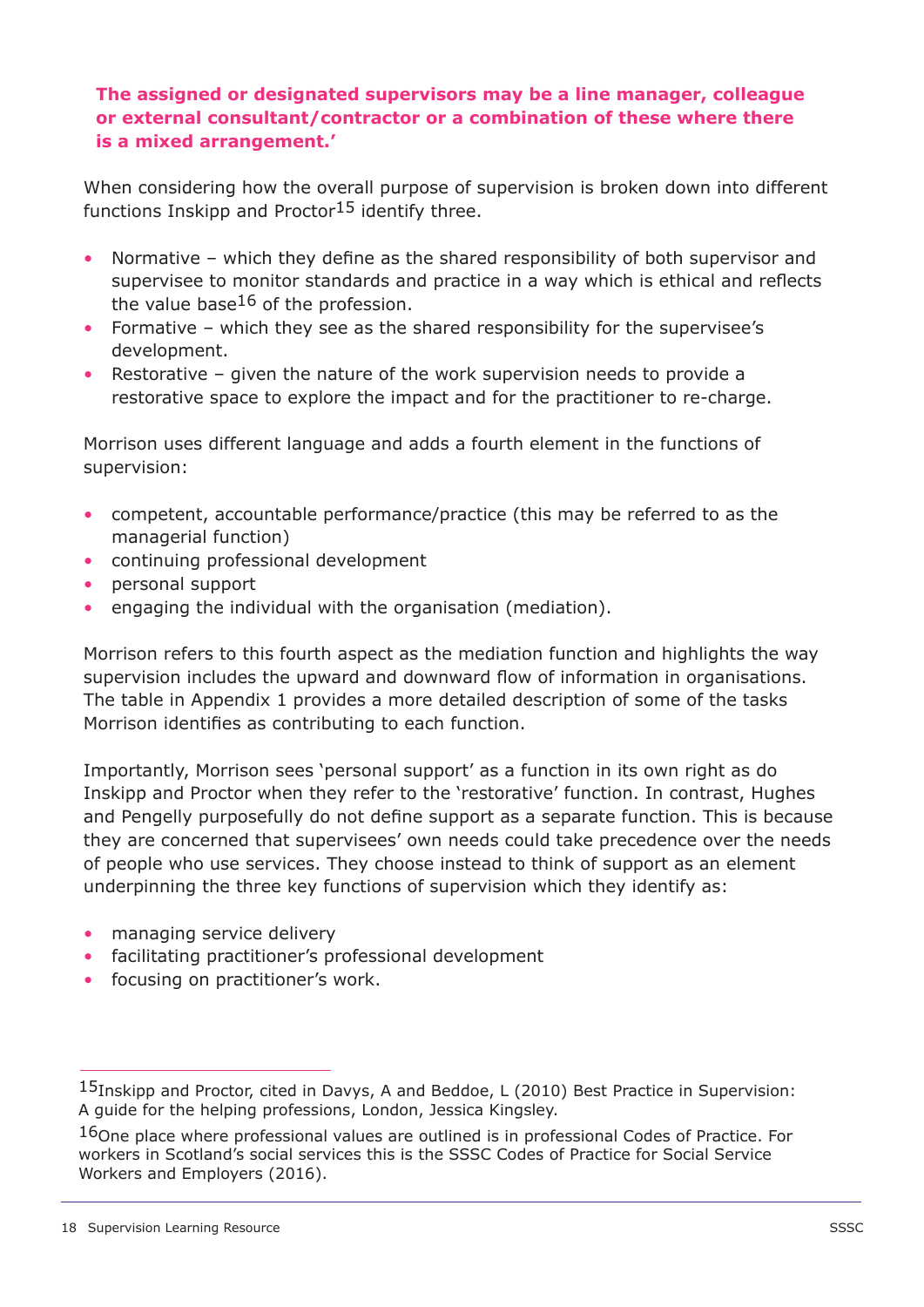**The assigned or designated supervisors may be a line manager, colleague or external consultant/contractor or a combination of these where there is a mixed arrangement.'**

When considering how the overall purpose of supervision is broken down into different functions Inskipp and Proctor[15] identify three.

- Normative – which they define as the shared responsibility of both supervisor and supervisee to monitor standards and practice in a way which is ethical and reflects the value base[16] of the profession.
- Formative – which they see as the shared responsibility for the supervisee's development.
- Restorative – given the nature of the work supervision needs to provide a restorative space to explore the impact and for the practitioner to re-charge.

Morrison uses different language and adds a fourth element in the functions of supervision:

- competent, accountable performance/practice (this may be referred to as the managerial function)
- continuing professional development
- personal support
- engaging the individual with the organisation (mediation).

Morrison refers to this fourth aspect as the mediation function and highlights the way supervision includes the upward and downward flow of information in organisations. The table in Appendix 1 provides a more detailed description of some of the tasks Morrison identifies as contributing to each function.

Importantly, Morrison sees 'personal support' as a function in its own right as do Inskipp and Proctor when they refer to the 'restorative' function. In contrast, Hughes and Pengelly purposefully do not define support as a separate function. This is because they are concerned that supervisees' own needs could take precedence over the needs of people who use services. They choose instead to think of support as an element underpinning the three key functions of supervision which they identify as:

- managing service delivery
- facilitating practitioner's professional development
- focusing on practitioner's work.

---

[15] Inskipp and Proctor, cited in Davys, A and Beddoe, L (2010) Best Practice in Supervision: A guide for the helping professions, London, Jessica Kingsley.

[16] One place where professional values are outlined is in professional Codes of Practice. For workers in Scotland's social services this is the SSSC Codes of Practice for Social Service Workers and Employers (2016).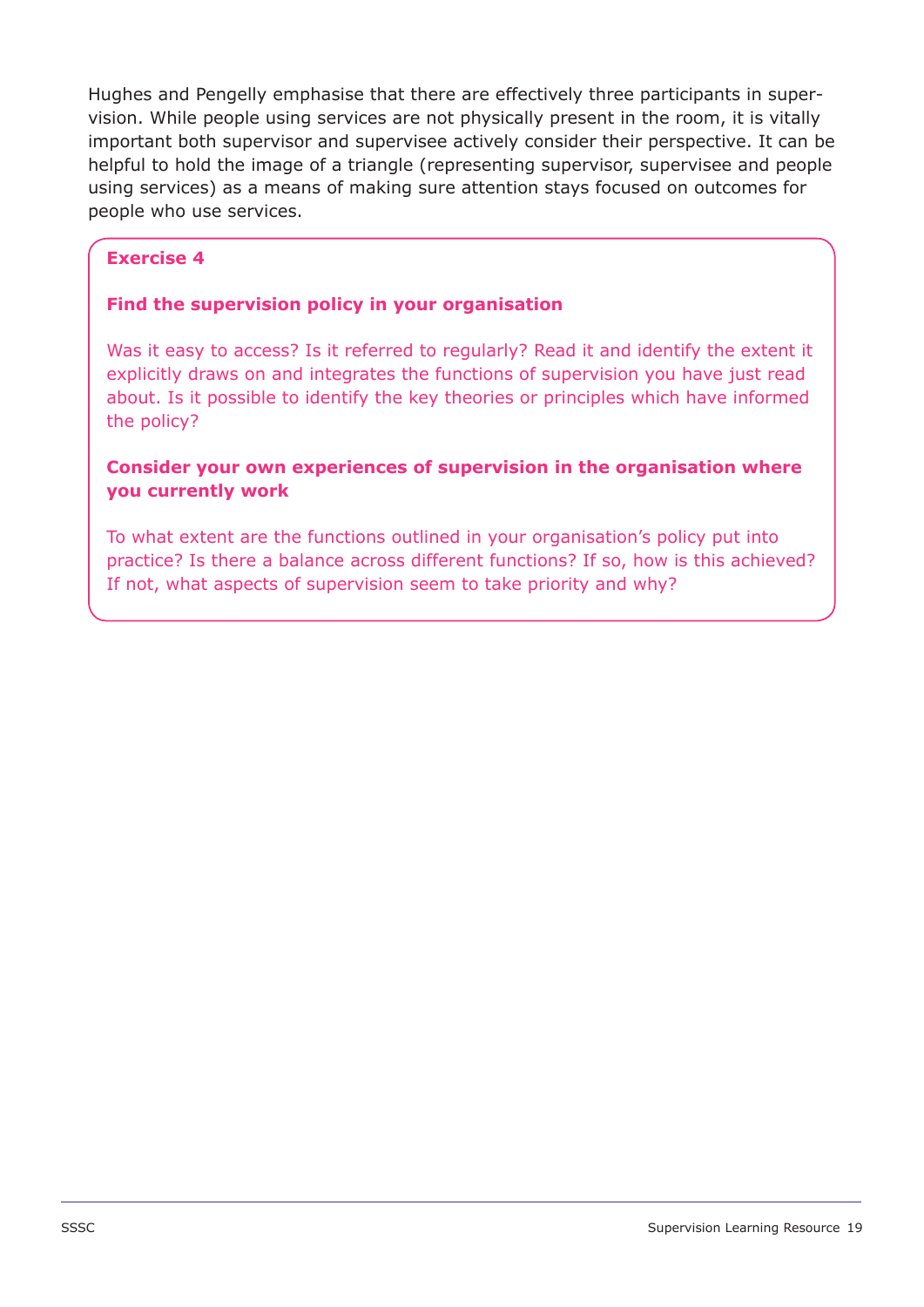Hughes and Pengelly emphasise that there are effectively three participants in supervision. While people using services are not physically present in the room, it is vitally important both supervisor and supervisee actively consider their perspective. It can be helpful to hold the image of a triangle (representing supervisor, supervisee and people using services) as a means of making sure attention stays focused on outcomes for people who use services.

**Exercise 4**

**Find the supervision policy in your organisation**

Was it easy to access? Is it referred to regularly? Read it and identify the extent it explicitly draws on and integrates the functions of supervision you have just read about. Is it possible to identify the key theories or principles which have informed the policy?

**Consider your own experiences of supervision in the organisation where you currently work**

To what extent are the functions outlined in your organisation's policy put into practice? Is there a balance across different functions? If so, how is this achieved? If not, what aspects of supervision seem to take priority and why?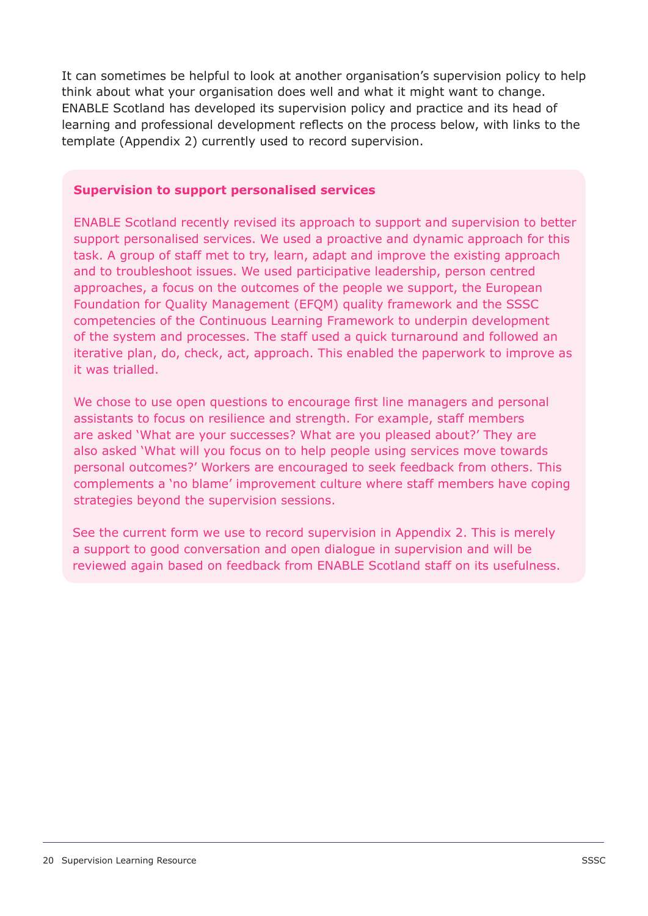It can sometimes be helpful to look at another organisation's supervision policy to help think about what your organisation does well and what it might want to change. ENABLE Scotland has developed its supervision policy and practice and its head of learning and professional development reflects on the process below, with links to the template (Appendix 2) currently used to record supervision.

**Supervision to support personalised services**

ENABLE Scotland recently revised its approach to support and supervision to better support personalised services. We used a proactive and dynamic approach for this task. A group of staff met to try, learn, adapt and improve the existing approach and to troubleshoot issues. We used participative leadership, person centred approaches, a focus on the outcomes of the people we support, the European Foundation for Quality Management (EFQM) quality framework and the SSSC competencies of the Continuous Learning Framework to underpin development of the system and processes. The staff used a quick turnaround and followed an iterative plan, do, check, act, approach. This enabled the paperwork to improve as it was trialled.

We chose to use open questions to encourage first line managers and personal assistants to focus on resilience and strength. For example, staff members are asked 'What are your successes? What are you pleased about?' They are also asked 'What will you focus on to help people using services move towards personal outcomes?' Workers are encouraged to seek feedback from others. This complements a 'no blame' improvement culture where staff members have coping strategies beyond the supervision sessions.

See the current form we use to record supervision in Appendix 2. This is merely a support to good conversation and open dialogue in supervision and will be reviewed again based on feedback from ENABLE Scotland staff on its usefulness.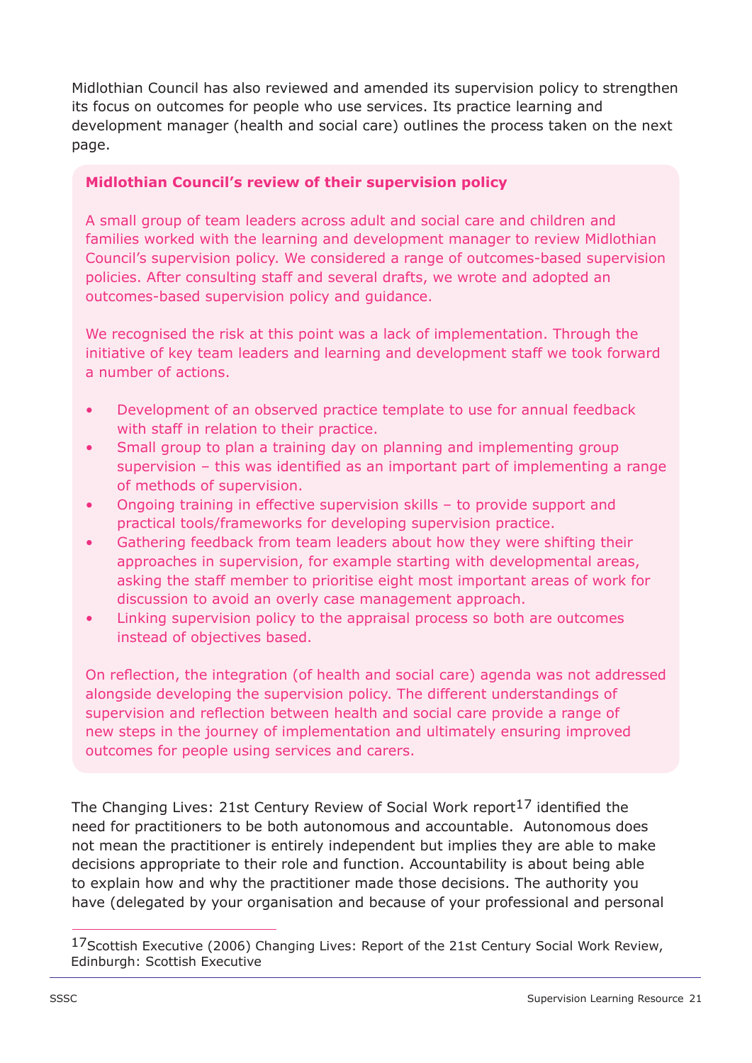Midlothian Council has also reviewed and amended its supervision policy to strengthen its focus on outcomes for people who use services. Its practice learning and development manager (health and social care) outlines the process taken on the next page.

**Midlothian Council's review of their supervision policy**

A small group of team leaders across adult and social care and children and families worked with the learning and development manager to review Midlothian Council's supervision policy. We considered a range of outcomes-based supervision policies. After consulting staff and several drafts, we wrote and adopted an outcomes-based supervision policy and guidance.

We recognised the risk at this point was a lack of implementation. Through the initiative of key team leaders and learning and development staff we took forward a number of actions.

- Development of an observed practice template to use for annual feedback with staff in relation to their practice.
- Small group to plan a training day on planning and implementing group supervision – this was identified as an important part of implementing a range of methods of supervision.
- Ongoing training in effective supervision skills – to provide support and practical tools/frameworks for developing supervision practice.
- Gathering feedback from team leaders about how they were shifting their approaches in supervision, for example starting with developmental areas, asking the staff member to prioritise eight most important areas of work for discussion to avoid an overly case management approach.
- Linking supervision policy to the appraisal process so both are outcomes instead of objectives based.

On reflection, the integration (of health and social care) agenda was not addressed alongside developing the supervision policy. The different understandings of supervision and reflection between health and social care provide a range of new steps in the journey of implementation and ultimately ensuring improved outcomes for people using services and carers.

The Changing Lives: 21st Century Review of Social Work report[17] identified the need for practitioners to be both autonomous and accountable. Autonomous does not mean the practitioner is entirely independent but implies they are able to make decisions appropriate to their role and function. Accountability is about being able to explain how and why the practitioner made those decisions. The authority you have (delegated by your organisation and because of your professional and personal

[17] Scottish Executive (2006) Changing Lives: Report of the 21st Century Social Work Review, Edinburgh: Scottish Executive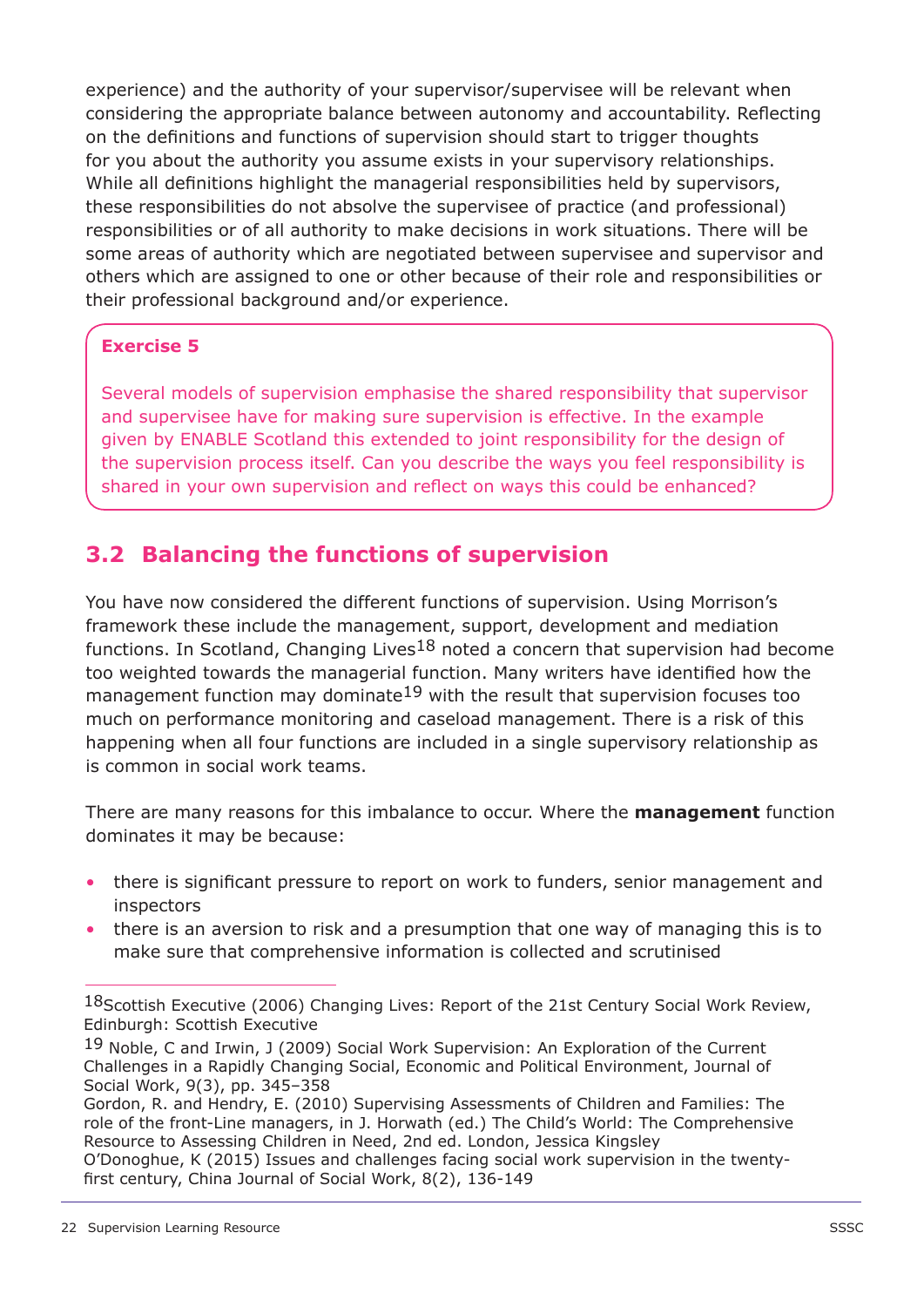experience) and the authority of your supervisor/supervisee will be relevant when considering the appropriate balance between autonomy and accountability. Reflecting on the definitions and functions of supervision should start to trigger thoughts for you about the authority you assume exists in your supervisory relationships. While all definitions highlight the managerial responsibilities held by supervisors, these responsibilities do not absolve the supervisee of practice (and professional) responsibilities or of all authority to make decisions in work situations. There will be some areas of authority which are negotiated between supervisee and supervisor and others which are assigned to one or other because of their role and responsibilities or their professional background and/or experience.

> **Exercise 5**
>
> Several models of supervision emphasise the shared responsibility that supervisor and supervisee have for making sure supervision is effective. In the example given by ENABLE Scotland this extended to joint responsibility for the design of the supervision process itself. Can you describe the ways you feel responsibility is shared in your own supervision and reflect on ways this could be enhanced?

## 3.2 Balancing the functions of supervision

You have now considered the different functions of supervision. Using Morrison's framework these include the management, support, development and mediation functions. In Scotland, Changing Lives[18] noted a concern that supervision had become too weighted towards the managerial function. Many writers have identified how the management function may dominate[19] with the result that supervision focuses too much on performance monitoring and caseload management. There is a risk of this happening when all four functions are included in a single supervisory relationship as is common in social work teams.

There are many reasons for this imbalance to occur. Where the **management** function dominates it may be because:

- there is significant pressure to report on work to funders, senior management and inspectors
- there is an aversion to risk and a presumption that one way of managing this is to make sure that comprehensive information is collected and scrutinised

---

[18] Scottish Executive (2006) Changing Lives: Report of the 21st Century Social Work Review, Edinburgh: Scottish Executive

[19] Noble, C and Irwin, J (2009) Social Work Supervision: An Exploration of the Current Challenges in a Rapidly Changing Social, Economic and Political Environment, Journal of Social Work, 9(3), pp. 345–358
Gordon, R. and Hendry, E. (2010) Supervising Assessments of Children and Families: The role of the front-Line managers, in J. Horwath (ed.) The Child's World: The Comprehensive Resource to Assessing Children in Need, 2nd ed. London, Jessica Kingsley
O'Donoghue, K (2015) Issues and challenges facing social work supervision in the twenty-first century, China Journal of Social Work, 8(2), 136-149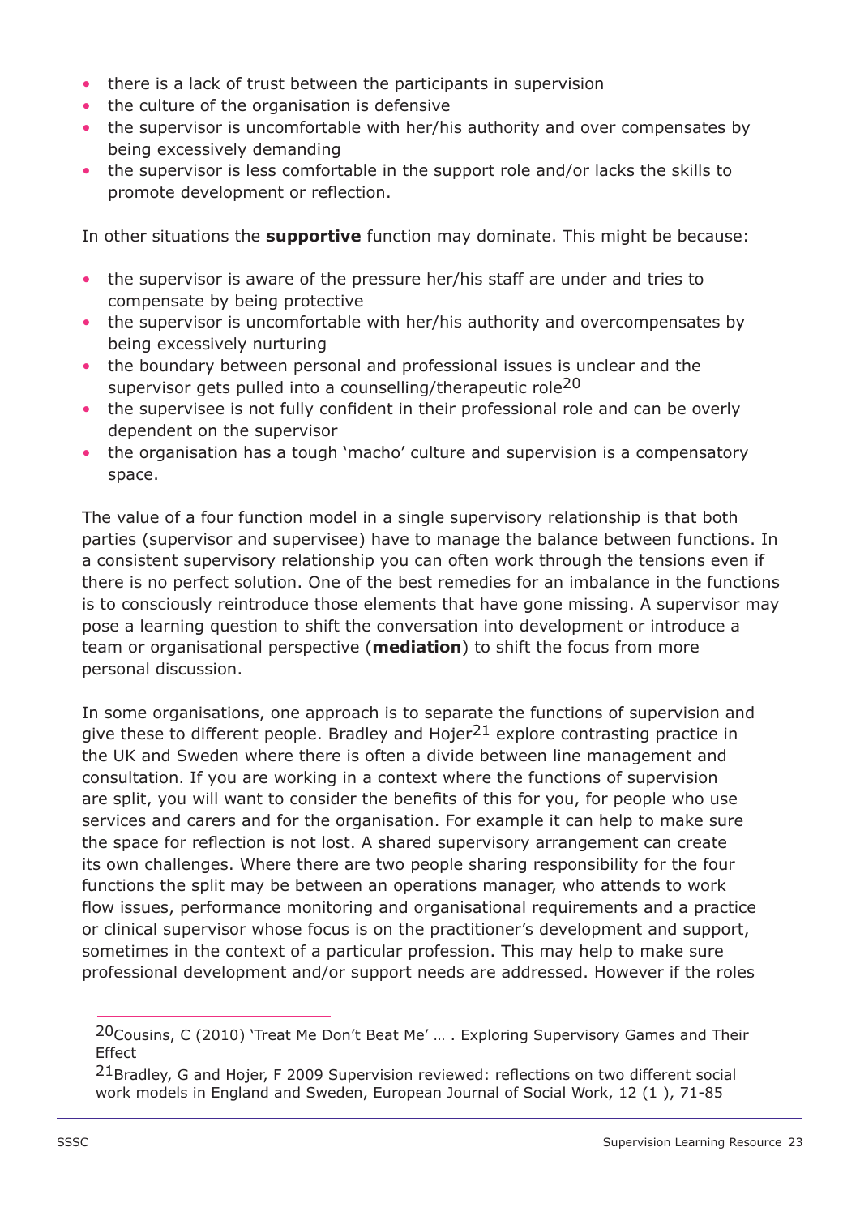- there is a lack of trust between the participants in supervision
- the culture of the organisation is defensive
- the supervisor is uncomfortable with her/his authority and over compensates by being excessively demanding
- the supervisor is less comfortable in the support role and/or lacks the skills to promote development or reflection.

In other situations the **supportive** function may dominate. This might be because:

- the supervisor is aware of the pressure her/his staff are under and tries to compensate by being protective
- the supervisor is uncomfortable with her/his authority and overcompensates by being excessively nurturing
- the boundary between personal and professional issues is unclear and the supervisor gets pulled into a counselling/therapeutic role[20]
- the supervisee is not fully confident in their professional role and can be overly dependent on the supervisor
- the organisation has a tough 'macho' culture and supervision is a compensatory space.

The value of a four function model in a single supervisory relationship is that both parties (supervisor and supervisee) have to manage the balance between functions. In a consistent supervisory relationship you can often work through the tensions even if there is no perfect solution. One of the best remedies for an imbalance in the functions is to consciously reintroduce those elements that have gone missing. A supervisor may pose a learning question to shift the conversation into development or introduce a team or organisational perspective (**mediation**) to shift the focus from more personal discussion.

In some organisations, one approach is to separate the functions of supervision and give these to different people. Bradley and Hojer[21] explore contrasting practice in the UK and Sweden where there is often a divide between line management and consultation. If you are working in a context where the functions of supervision are split, you will want to consider the benefits of this for you, for people who use services and carers and for the organisation. For example it can help to make sure the space for reflection is not lost. A shared supervisory arrangement can create its own challenges. Where there are two people sharing responsibility for the four functions the split may be between an operations manager, who attends to work flow issues, performance monitoring and organisational requirements and a practice or clinical supervisor whose focus is on the practitioner's development and support, sometimes in the context of a particular profession. This may help to make sure professional development and/or support needs are addressed. However if the roles

---

[20] Cousins, C (2010) 'Treat Me Don't Beat Me' … . Exploring Supervisory Games and Their Effect

[21] Bradley, G and Hojer, F 2009 Supervision reviewed: reflections on two different social work models in England and Sweden, European Journal of Social Work, 12 (1 ), 71-85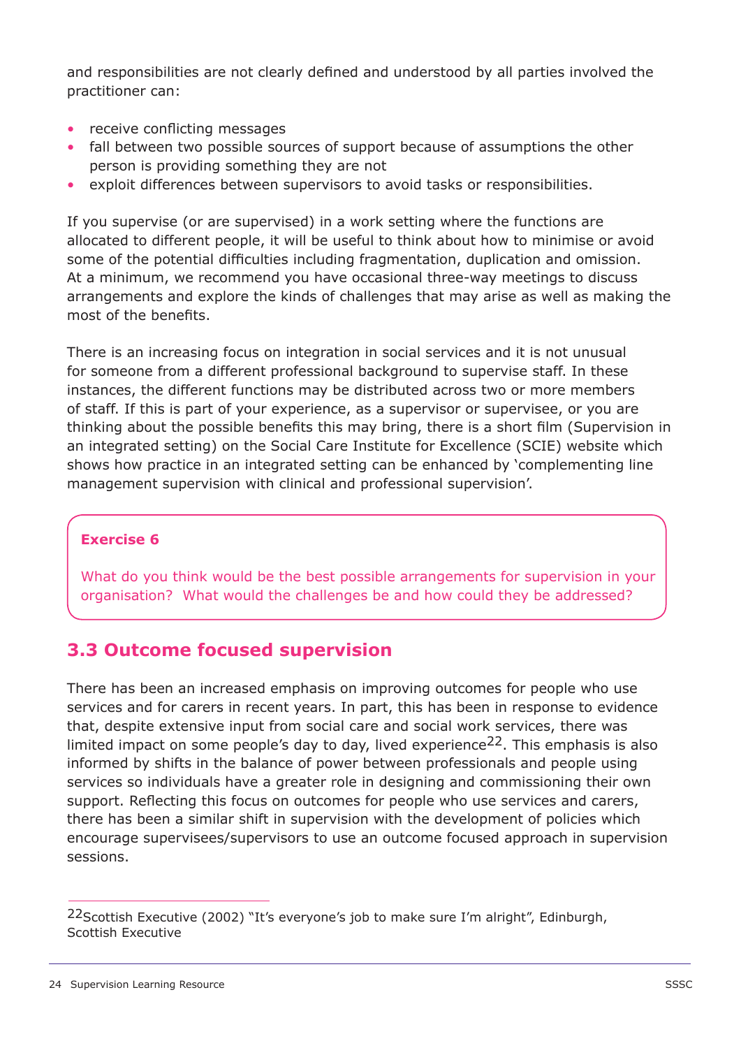and responsibilities are not clearly defined and understood by all parties involved the practitioner can:

- receive conflicting messages
- fall between two possible sources of support because of assumptions the other person is providing something they are not
- exploit differences between supervisors to avoid tasks or responsibilities.

If you supervise (or are supervised) in a work setting where the functions are allocated to different people, it will be useful to think about how to minimise or avoid some of the potential difficulties including fragmentation, duplication and omission. At a minimum, we recommend you have occasional three-way meetings to discuss arrangements and explore the kinds of challenges that may arise as well as making the most of the benefits.

There is an increasing focus on integration in social services and it is not unusual for someone from a different professional background to supervise staff. In these instances, the different functions may be distributed across two or more members of staff. If this is part of your experience, as a supervisor or supervisee, or you are thinking about the possible benefits this may bring, there is a short film (Supervision in an integrated setting) on the Social Care Institute for Excellence (SCIE) website which shows how practice in an integrated setting can be enhanced by 'complementing line management supervision with clinical and professional supervision'.

**Exercise 6**

What do you think would be the best possible arrangements for supervision in your organisation? What would the challenges be and how could they be addressed?

## 3.3 Outcome focused supervision

There has been an increased emphasis on improving outcomes for people who use services and for carers in recent years. In part, this has been in response to evidence that, despite extensive input from social care and social work services, there was limited impact on some people's day to day, lived experience[22]. This emphasis is also informed by shifts in the balance of power between professionals and people using services so individuals have a greater role in designing and commissioning their own support. Reflecting this focus on outcomes for people who use services and carers, there has been a similar shift in supervision with the development of policies which encourage supervisees/supervisors to use an outcome focused approach in supervision sessions.

---

[22] Scottish Executive (2002) "It's everyone's job to make sure I'm alright", Edinburgh, Scottish Executive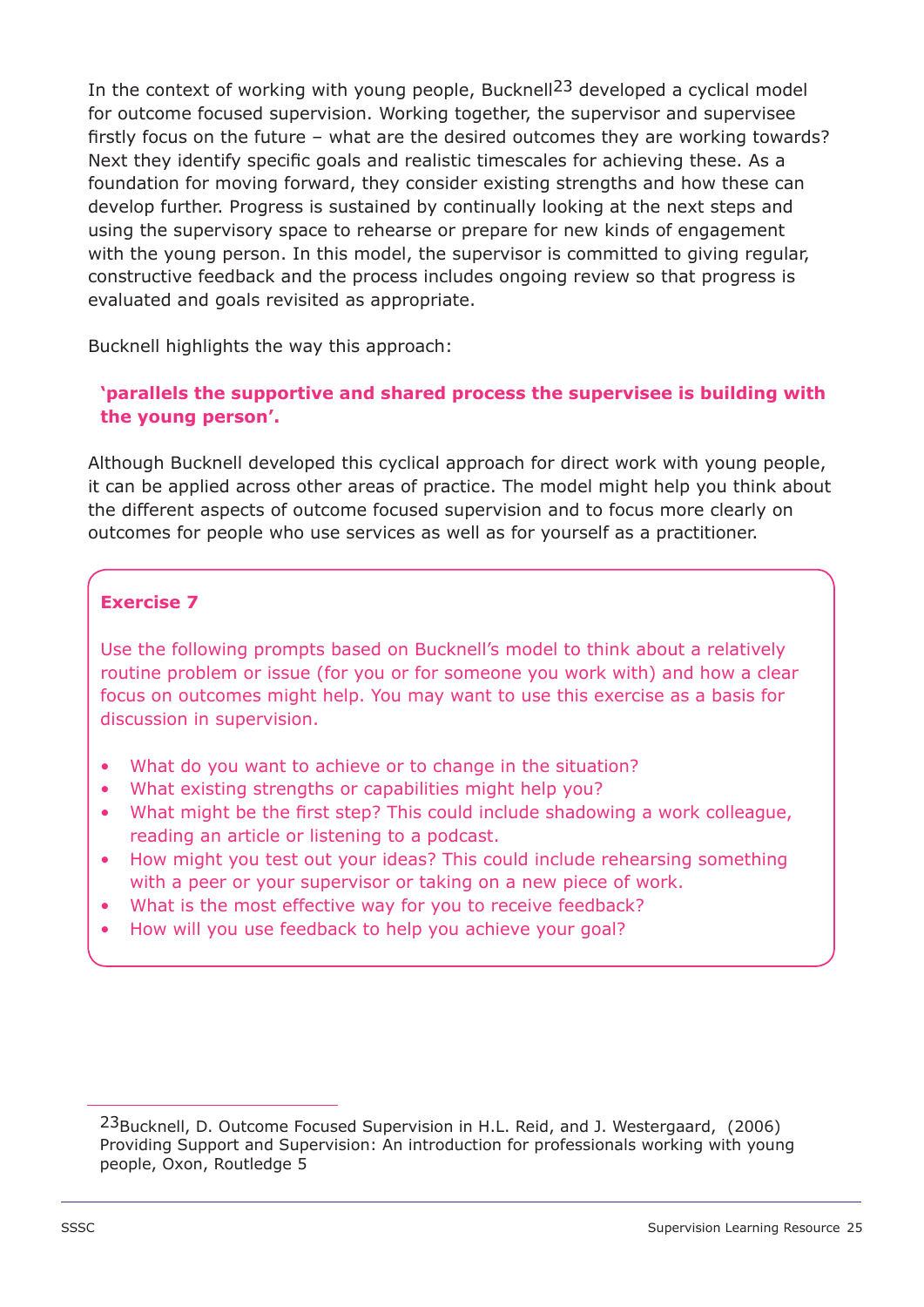In the context of working with young people, Bucknell[23] developed a cyclical model for outcome focused supervision. Working together, the supervisor and supervisee firstly focus on the future – what are the desired outcomes they are working towards? Next they identify specific goals and realistic timescales for achieving these. As a foundation for moving forward, they consider existing strengths and how these can develop further. Progress is sustained by continually looking at the next steps and using the supervisory space to rehearse or prepare for new kinds of engagement with the young person. In this model, the supervisor is committed to giving regular, constructive feedback and the process includes ongoing review so that progress is evaluated and goals revisited as appropriate.

Bucknell highlights the way this approach:

> **'parallels the supportive and shared process the supervisee is building with the young person'.**

Although Bucknell developed this cyclical approach for direct work with young people, it can be applied across other areas of practice. The model might help you think about the different aspects of outcome focused supervision and to focus more clearly on outcomes for people who use services as well as for yourself as a practitioner.

**Exercise 7**

Use the following prompts based on Bucknell's model to think about a relatively routine problem or issue (for you or for someone you work with) and how a clear focus on outcomes might help. You may want to use this exercise as a basis for discussion in supervision.

- What do you want to achieve or to change in the situation?
- What existing strengths or capabilities might help you?
- What might be the first step? This could include shadowing a work colleague, reading an article or listening to a podcast.
- How might you test out your ideas? This could include rehearsing something with a peer or your supervisor or taking on a new piece of work.
- What is the most effective way for you to receive feedback?
- How will you use feedback to help you achieve your goal?

---

[23] Bucknell, D. Outcome Focused Supervision in H.L. Reid, and J. Westergaard, (2006) Providing Support and Supervision: An introduction for professionals working with young people, Oxon, Routledge 5